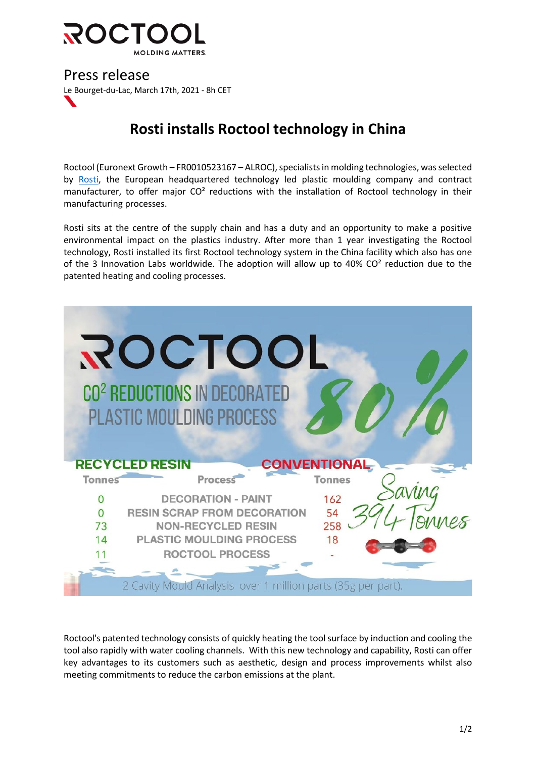ROCTOOL
MOLDING MATTERS.

Press release

Le Bourget-du-Lac, March 17th, 2021 - 8h CET

# Rosti installs Roctool technology in China

Roctool (Euronext Growth – FR0010523167 – ALROC), specialists in molding technologies, was selected by Rosti, the European headquartered technology led plastic moulding company and contract manufacturer, to offer major $CO^2$ reductions with the installation of Roctool technology in their manufacturing processes.

Rosti sits at the centre of the supply chain and has a duty and an opportunity to make a positive environmental impact on the plastics industry. After more than 1 year investigating the Roctool technology, Rosti installed its first Roctool technology system in the China facility which also has one of the 3 Innovation Labs worldwide. The adoption will allow up to 40% $CO^2$ reduction due to the patented heating and cooling processes.

ROCTOOL

$CO^2$ REDUCTIONS IN DECORATED PLASTIC MOULDING PROCESS

80%

| RECYCLED RESIN Tonnes | Process | CONVENTIONAL Tonnes |
|---|---|---|
| 0 | DECORATION - PAINT | 162 |
| 0 | RESIN SCRAP FROM DECORATION | 54 |
| 73 | NON-RECYCLED RESIN | 258 |
| 14 | PLASTIC MOULDING PROCESS | 18 |
| 11 | ROCTOOL PROCESS | - |

Saving 394 Tonnes

2 Cavity Mould Analysis over 1 million parts (35g per part).

Roctool's patented technology consists of quickly heating the tool surface by induction and cooling the tool also rapidly with water cooling channels. With this new technology and capability, Rosti can offer key advantages to its customers such as aesthetic, design and process improvements whilst also meeting commitments to reduce the carbon emissions at the plant.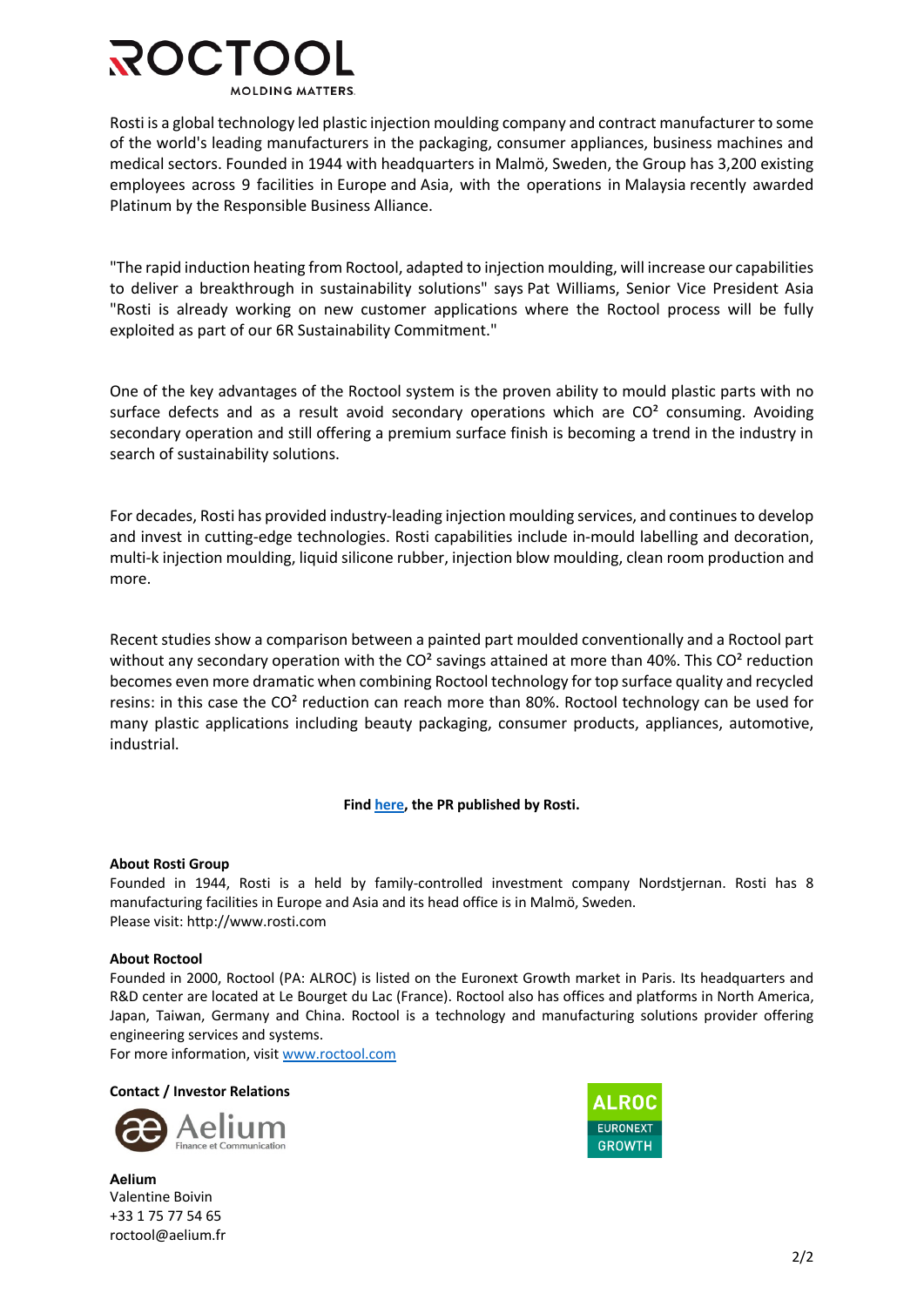Rosti is a global technology led plastic injection moulding company and contract manufacturer to some of the world's leading manufacturers in the packaging, consumer appliances, business machines and medical sectors. Founded in 1944 with headquarters in Malmö, Sweden, the Group has 3,200 existing employees across 9 facilities in Europe and Asia, with the operations in Malaysia recently awarded Platinum by the Responsible Business Alliance.

"The rapid induction heating from Roctool, adapted to injection moulding, will increase our capabilities to deliver a breakthrough in sustainability solutions" says Pat Williams, Senior Vice President Asia "Rosti is already working on new customer applications where the Roctool process will be fully exploited as part of our 6R Sustainability Commitment."

One of the key advantages of the Roctool system is the proven ability to mould plastic parts with no surface defects and as a result avoid secondary operations which are $CO^2$ consuming. Avoiding secondary operation and still offering a premium surface finish is becoming a trend in the industry in search of sustainability solutions.

For decades, Rosti has provided industry-leading injection moulding services, and continues to develop and invest in cutting-edge technologies. Rosti capabilities include in-mould labelling and decoration, multi-k injection moulding, liquid silicone rubber, injection blow moulding, clean room production and more.

Recent studies show a comparison between a painted part moulded conventionally and a Roctool part without any secondary operation with the $CO^2$ savings attained at more than 40%. This $CO^2$ reduction becomes even more dramatic when combining Roctool technology for top surface quality and recycled resins: in this case the $CO^2$ reduction can reach more than 80%. Roctool technology can be used for many plastic applications including beauty packaging, consumer products, appliances, automotive, industrial.

**Find here, the PR published by Rosti.**

**About Rosti Group**

Founded in 1944, Rosti is a held by family-controlled investment company Nordstjernan. Rosti has 8 manufacturing facilities in Europe and Asia and its head office is in Malmö, Sweden.
Please visit: http://www.rosti.com

**About Roctool**

Founded in 2000, Roctool (PA: ALROC) is listed on the Euronext Growth market in Paris. Its headquarters and R&D center are located at Le Bourget du Lac (France). Roctool also has offices and platforms in North America, Japan, Taiwan, Germany and China. Roctool is a technology and manufacturing solutions provider offering engineering services and systems.
For more information, visit www.roctool.com

**Contact / Investor Relations**

**Aelium**
Valentine Boivin
+33 1 75 77 54 65
roctool@aelium.fr